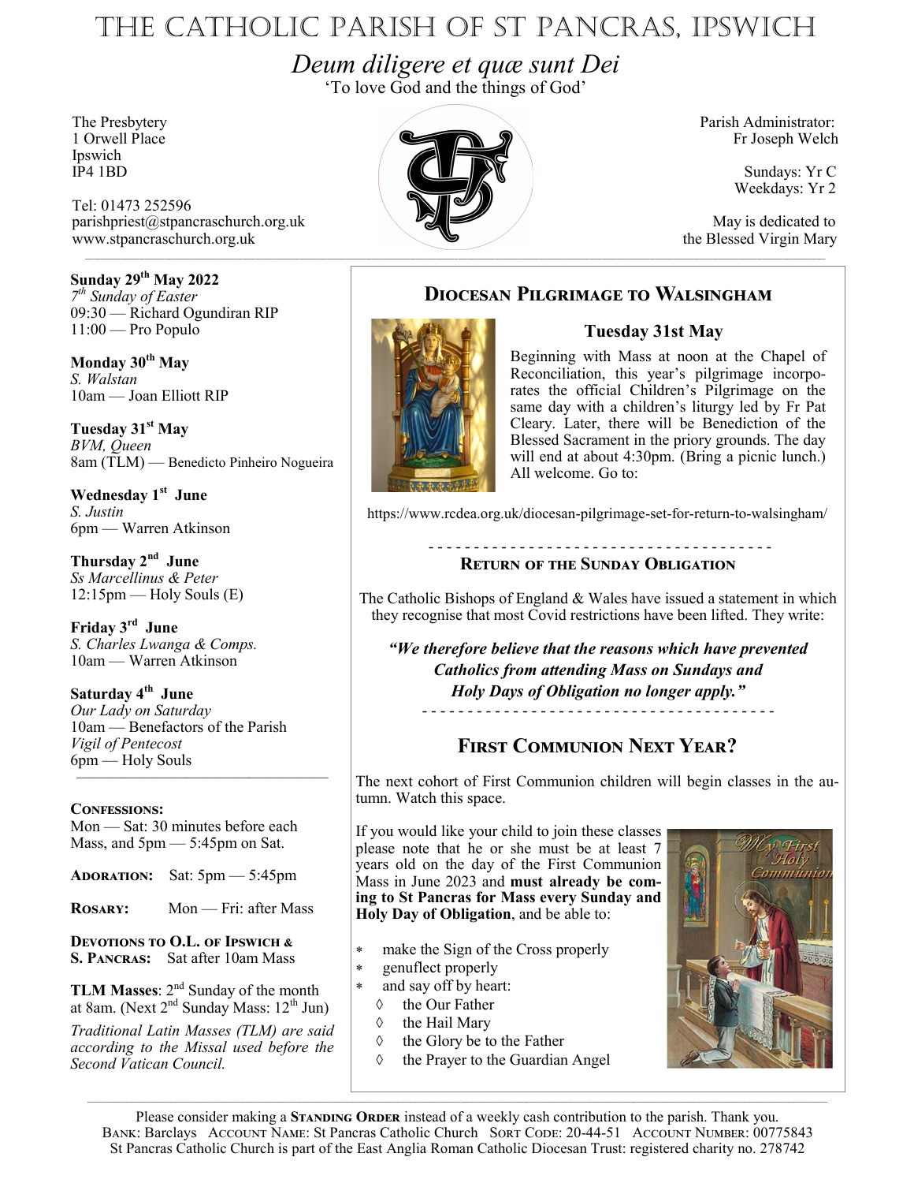# The Catholic Parish of St Pancras, Ipswich

*Deum diligere et quæ sunt Dei*

'To love God and the things of God'

The Presbytery
1 Orwell Place
Ipswich
IP4 1BD

Tel: 01473 252596
parishpriest@stpancraschurch.org.uk
www.stpancraschurch.org.uk

Parish Administrator:
Fr Joseph Welch

Sundays: Yr C
Weekdays: Yr 2

May is dedicated to
the Blessed Virgin Mary

**Sunday 29th May 2022**
*7th Sunday of Easter*
09:30 — Richard Ogundiran RIP
11:00 — Pro Populo

**Monday 30th May**
*S. Walstan*
10am — Joan Elliott RIP

**Tuesday 31st May**
*BVM, Queen*
8am (TLM) — Benedicto Pinheiro Nogueira

**Wednesday 1st June**
*S. Justin*
6pm — Warren Atkinson

**Thursday 2nd June**
*Ss Marcellinus & Peter*
12:15pm — Holy Souls (E)

**Friday 3rd June**
*S. Charles Lwanga & Comps.*
10am — Warren Atkinson

**Saturday 4th June**
*Our Lady on Saturday*
10am — Benefactors of the Parish
*Vigil of Pentecost*
6pm — Holy Souls

**Confessions:**
Mon — Sat: 30 minutes before each Mass, and 5pm — 5:45pm on Sat.

**Adoration:** Sat: 5pm — 5:45pm

**Rosary:** Mon — Fri: after Mass

**Devotions to O.L. of Ipswich & S. Pancras:** Sat after 10am Mass

**TLM Masses**: 2nd Sunday of the month at 8am. (Next 2nd Sunday Mass: 12th Jun)

*Traditional Latin Masses (TLM) are said according to the Missal used before the Second Vatican Council.*

## Diocesan Pilgrimage to Walsingham

### Tuesday 31st May

Beginning with Mass at noon at the Chapel of Reconciliation, this year's pilgrimage incorporates the official Children's Pilgrimage on the same day with a children's liturgy led by Fr Pat Cleary. Later, there will be Benediction of the Blessed Sacrament in the priory grounds. The day will end at about 4:30pm. (Bring a picnic lunch.) All welcome. Go to:

https://www.rcdea.org.uk/diocesan-pilgrimage-set-for-return-to-walsingham/

## Return of the Sunday Obligation

The Catholic Bishops of England & Wales have issued a statement in which they recognise that most Covid restrictions have been lifted. They write:

***"We therefore believe that the reasons which have prevented Catholics from attending Mass on Sundays and Holy Days of Obligation no longer apply."***

## First Communion Next Year?

The next cohort of First Communion children will begin classes in the autumn. Watch this space.

If you would like your child to join these classes please note that he or she must be at least 7 years old on the day of the First Communion Mass in June 2023 and **must already be coming to St Pancras for Mass every Sunday and Holy Day of Obligation**, and be able to:

- make the Sign of the Cross properly
- genuflect properly
- and say off by heart:
  - the Our Father
  - the Hail Mary
  - the Glory be to the Father
  - the Prayer to the Guardian Angel

Please consider making a **Standing Order** instead of a weekly cash contribution to the parish. Thank you.
Bank: Barclays Account Name: St Pancras Catholic Church Sort Code: 20-44-51 Account Number: 00775843
St Pancras Catholic Church is part of the East Anglia Roman Catholic Diocesan Trust: registered charity no. 278742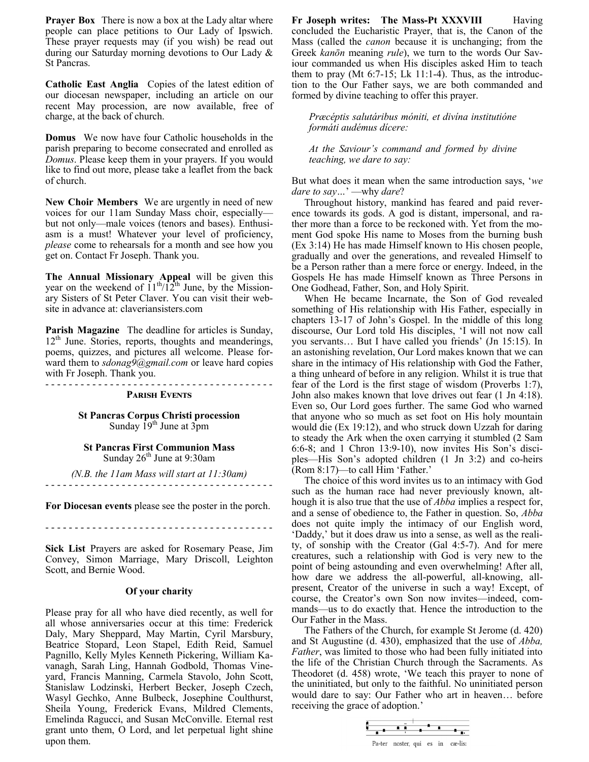**Prayer Box** There is now a box at the Lady altar where people can place petitions to Our Lady of Ipswich. These prayer requests may (if you wish) be read out during our Saturday morning devotions to Our Lady & St Pancras.

**Catholic East Anglia** Copies of the latest edition of our diocesan newspaper, including an article on our recent May procession, are now available, free of charge, at the back of church.

**Domus** We now have four Catholic households in the parish preparing to become consecrated and enrolled as *Domus*. Please keep them in your prayers. If you would like to find out more, please take a leaflet from the back of church.

**New Choir Members** We are urgently in need of new voices for our 11am Sunday Mass choir, especially—but not only—male voices (tenors and bases). Enthusiasm is a must! Whatever your level of proficiency, *please* come to rehearsals for a month and see how you get on. Contact Fr Joseph. Thank you.

**The Annual Missionary Appeal** will be given this year on the weekend of 11th/12th June, by the Missionary Sisters of St Peter Claver. You can visit their website in advance at: claveriansisters.com

**Parish Magazine** The deadline for articles is Sunday, 12th June. Stories, reports, thoughts and meanderings, poems, quizzes, and pictures all welcome. Please forward them to *sdonag9@gmail.com* or leave hard copies with Fr Joseph. Thank you.

- - - - - - - - - - - - - - - - - - - - - - - - - - - - - - - - - - - - - -

## Parish Events

**St Pancras Corpus Christi procession**
Sunday 19th June at 3pm

**St Pancras First Communion Mass**
Sunday 26th June at 9:30am

*(N.B. the 11am Mass will start at 11:30am)*

- - - - - - - - - - - - - - - - - - - - - - - - - - - - - - - - - - - - - -

**For Diocesan events** please see the poster in the porch.

- - - - - - - - - - - - - - - - - - - - - - - - - - - - - - - - - - - - - -

**Sick List** Prayers are asked for Rosemary Pease, Jim Convey, Simon Marriage, Mary Driscoll, Leighton Scott, and Bernie Wood.

**Of your charity**

Please pray for all who have died recently, as well for all whose anniversaries occur at this time: Frederick Daly, Mary Sheppard, May Martin, Cyril Marsbury, Beatrice Stopard, Leon Stapel, Edith Reid, Samuel Pagnillo, Kelly Myles Kenneth Pickering, William Kavanagh, Sarah Ling, Hannah Godbold, Thomas Vineyard, Francis Manning, Carmela Stavolo, John Scott, Stanislaw Lodzinski, Herbert Becker, Joseph Czech, Wasyl Gechko, Anne Bulbeck, Josephine Coulthurst, Sheila Young, Frederick Evans, Mildred Clements, Emelinda Ragucci, and Susan McConville. Eternal rest grant unto them, O Lord, and let perpetual light shine upon them.

**Fr Joseph writes: The Mass-Pt XXXVIII** Having concluded the Eucharistic Prayer, that is, the Canon of the Mass (called the *canon* because it is unchanging; from the Greek *kanōn* meaning *rule*), we turn to the words Our Saviour commanded us when His disciples asked Him to teach them to pray (Mt 6:7-15; Lk 11:1-4). Thus, as the introduction to the Our Father says, we are both commanded and formed by divine teaching to offer this prayer.

> *Præcéptis salutáribus móniti, et divína institutióne formáti audémus dícere:*
>
> *At the Saviour's command and formed by divine teaching, we dare to say:*

But what does it mean when the same introduction says, '*we dare to say…*' —why *dare*?

Throughout history, mankind has feared and paid reverence towards its gods. A god is distant, impersonal, and rather more than a force to be reckoned with. Yet from the moment God spoke His name to Moses from the burning bush (Ex 3:14) He has made Himself known to His chosen people, gradually and over the generations, and revealed Himself to be a Person rather than a mere force or energy. Indeed, in the Gospels He has made Himself known as Three Persons in One Godhead, Father, Son, and Holy Spirit.

When He became Incarnate, the Son of God revealed something of His relationship with His Father, especially in chapters 13-17 of John's Gospel. In the middle of this long discourse, Our Lord told His disciples, 'I will not now call you servants… But I have called you friends' (Jn 15:15). In an astonishing revelation, Our Lord makes known that we can share in the intimacy of His relationship with God the Father, a thing unheard of before in any religion. Whilst it is true that fear of the Lord is the first stage of wisdom (Proverbs 1:7), John also makes known that love drives out fear (1 Jn 4:18). Even so, Our Lord goes further. The same God who warned that anyone who so much as set foot on His holy mountain would die (Ex 19:12), and who struck down Uzzah for daring to steady the Ark when the oxen carrying it stumbled (2 Sam 6:6-8; and 1 Chron 13:9-10), now invites His Son's disciples—His Son's adopted children (1 Jn 3:2) and co-heirs (Rom 8:17)—to call Him 'Father.'

The choice of this word invites us to an intimacy with God such as the human race had never previously known, although it is also true that the use of *Abba* implies a respect for, and a sense of obedience to, the Father in question. So, *Abba* does not quite imply the intimacy of our English word, 'Daddy,' but it does draw us into a sense, as well as the reality, of sonship with the Creator (Gal 4:5-7). And for mere creatures, such a relationship with God is very new to the point of being astounding and even overwhelming! After all, how dare we address the all-powerful, all-knowing, all-present, Creator of the universe in such a way! Except, of course, the Creator's own Son now invites—indeed, commands—us to do exactly that. Hence the introduction to the Our Father in the Mass.

The Fathers of the Church, for example St Jerome (d. 420) and St Augustine (d. 430), emphasized that the use of *Abba, Father*, was limited to those who had been fully initiated into the life of the Christian Church through the Sacraments. As Theodoret (d. 458) wrote, 'We teach this prayer to none of the uninitiated, but only to the faithful. No uninitiated person would dare to say: Our Father who art in heaven… before receiving the grace of adoption.'

Pa-ter noster, qui es in cæ-lis: